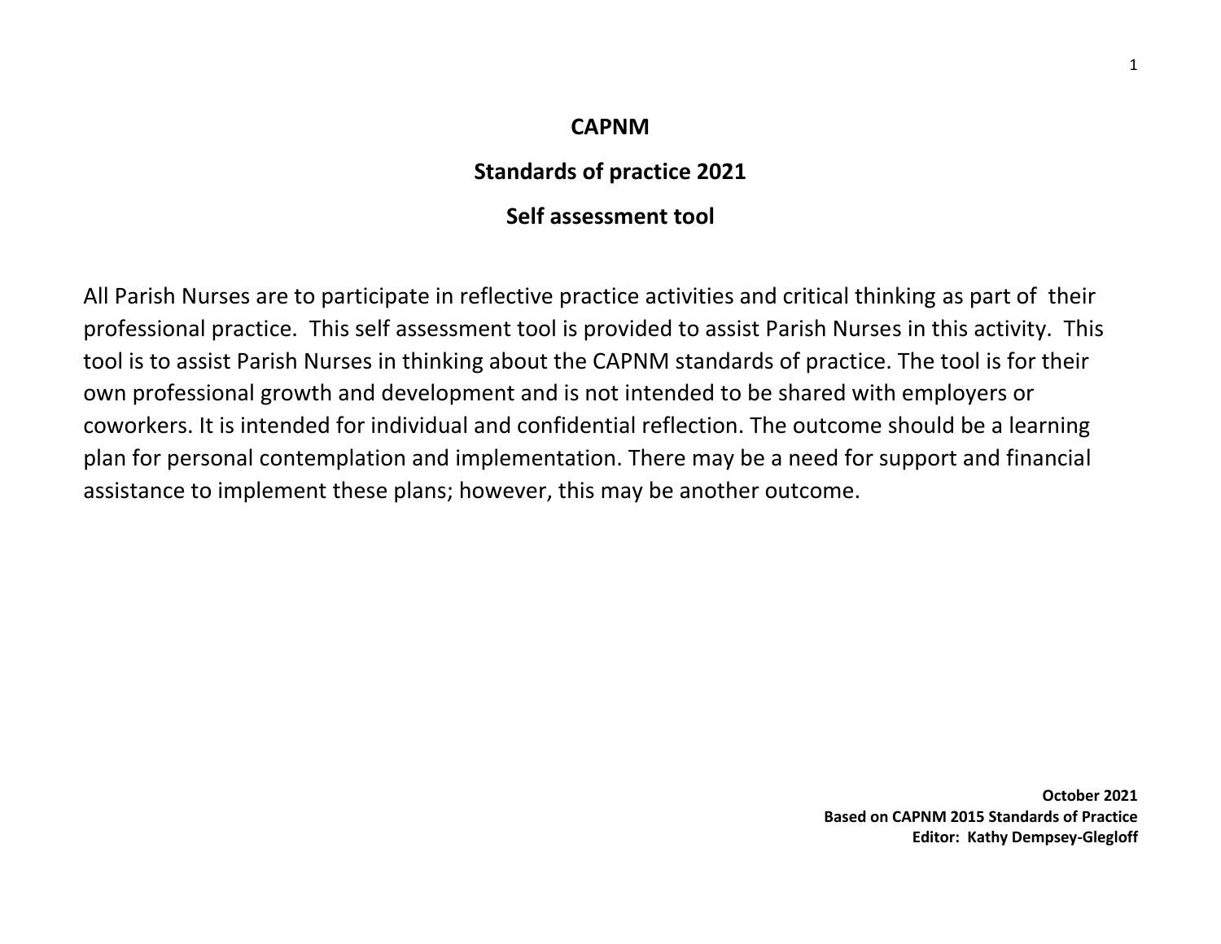# CAPNM

## Standards of practice 2021

## Self assessment tool

All Parish Nurses are to participate in reflective practice activities and critical thinking as part of their professional practice. This self assessment tool is provided to assist Parish Nurses in this activity. This tool is to assist Parish Nurses in thinking about the CAPNM standards of practice. The tool is for their own professional growth and development and is not intended to be shared with employers or coworkers. It is intended for individual and confidential reflection. The outcome should be a learning plan for personal contemplation and implementation. There may be a need for support and financial assistance to implement these plans; however, this may be another outcome.

**October 2021**
**Based on CAPNM 2015 Standards of Practice**
**Editor: Kathy Dempsey-Glegloff**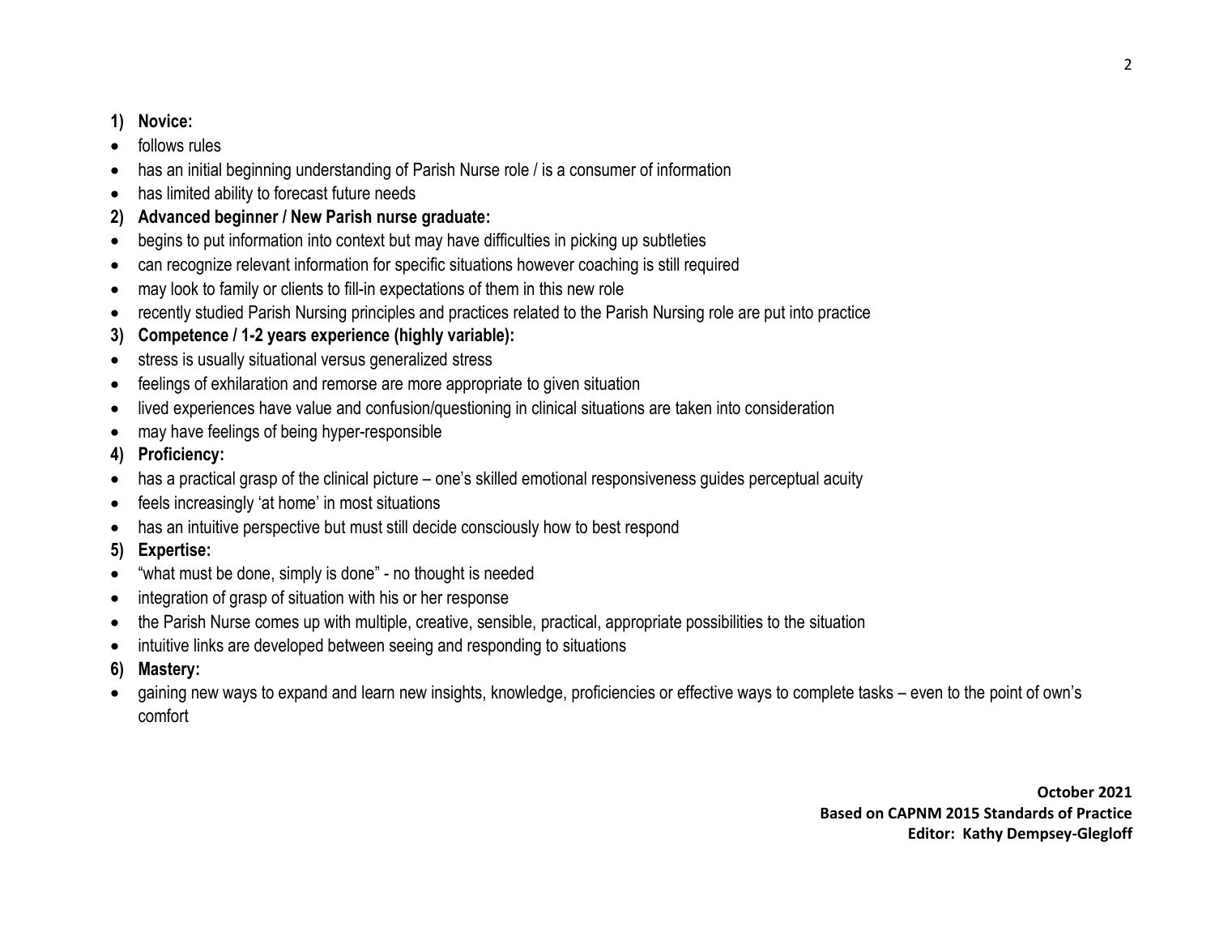**1) Novice:**

- follows rules
- has an initial beginning understanding of Parish Nurse role / is a consumer of information
- has limited ability to forecast future needs

**2) Advanced beginner / New Parish nurse graduate:**

- begins to put information into context but may have difficulties in picking up subtleties
- can recognize relevant information for specific situations however coaching is still required
- may look to family or clients to fill-in expectations of them in this new role
- recently studied Parish Nursing principles and practices related to the Parish Nursing role are put into practice

**3) Competence / 1-2 years experience (highly variable):**

- stress is usually situational versus generalized stress
- feelings of exhilaration and remorse are more appropriate to given situation
- lived experiences have value and confusion/questioning in clinical situations are taken into consideration
- may have feelings of being hyper-responsible

**4) Proficiency:**

- has a practical grasp of the clinical picture – one's skilled emotional responsiveness guides perceptual acuity
- feels increasingly 'at home' in most situations
- has an intuitive perspective but must still decide consciously how to best respond

**5) Expertise:**

- "what must be done, simply is done" - no thought is needed
- integration of grasp of situation with his or her response
- the Parish Nurse comes up with multiple, creative, sensible, practical, appropriate possibilities to the situation
- intuitive links are developed between seeing and responding to situations

**6) Mastery:**

- gaining new ways to expand and learn new insights, knowledge, proficiencies or effective ways to complete tasks – even to the point of own's comfort

**October 2021**
**Based on CAPNM 2015 Standards of Practice**
**Editor: Kathy Dempsey-Glegloff**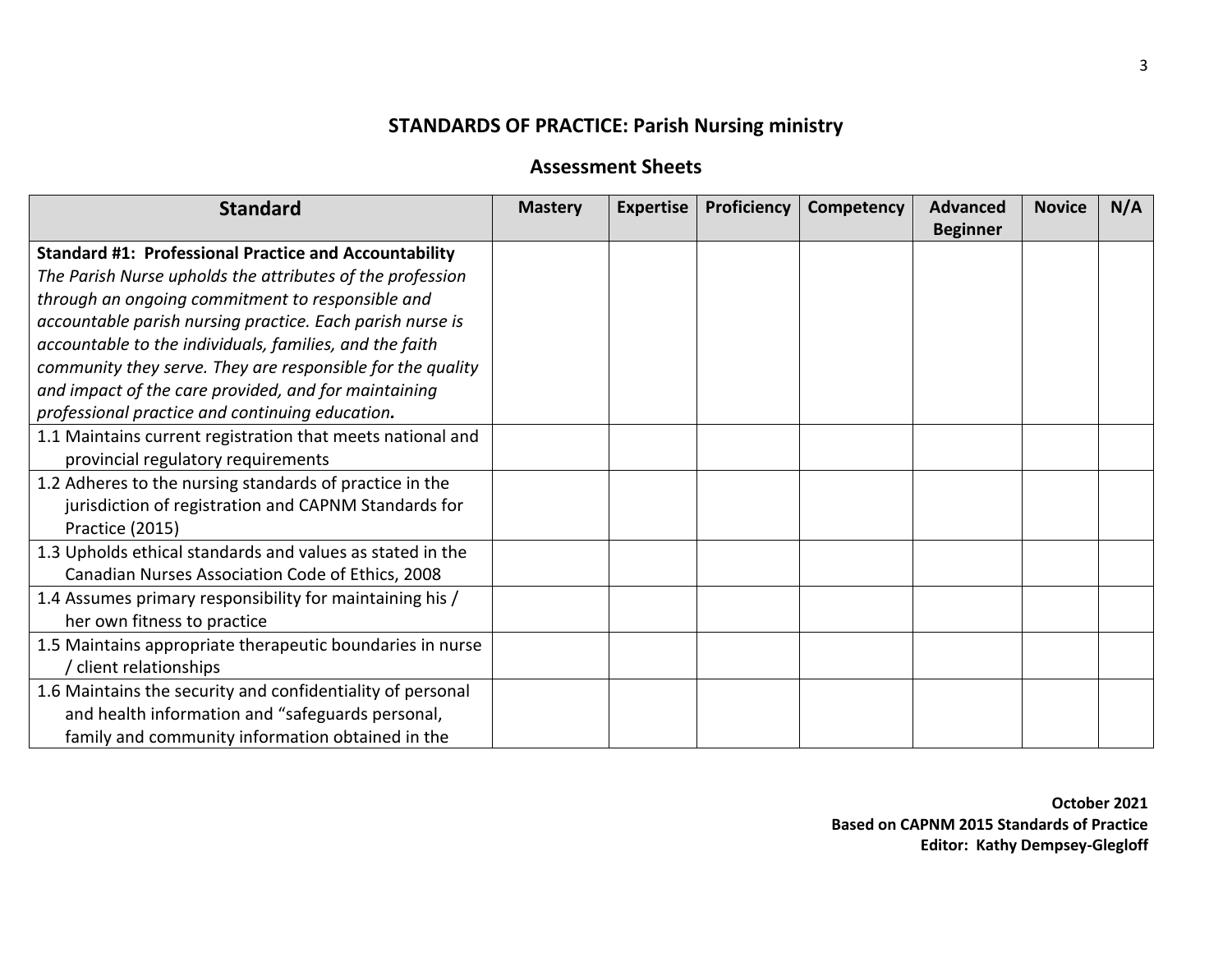# STANDARDS OF PRACTICE: Parish Nursing ministry

## Assessment Sheets

| Standard | Mastery | Expertise | Proficiency | Competency | Advanced Beginner | Novice | N/A |
|---|---|---|---|---|---|---|---|
| **Standard #1: Professional Practice and Accountability** *The Parish Nurse upholds the attributes of the profession through an ongoing commitment to responsible and accountable parish nursing practice. Each parish nurse is accountable to the individuals, families, and the faith community they serve. They are responsible for the quality and impact of the care provided, and for maintaining professional practice and continuing education.* | | | | | | | |
| 1.1 Maintains current registration that meets national and provincial regulatory requirements | | | | | | | |
| 1.2 Adheres to the nursing standards of practice in the jurisdiction of registration and CAPNM Standards for Practice (2015) | | | | | | | |
| 1.3 Upholds ethical standards and values as stated in the Canadian Nurses Association Code of Ethics, 2008 | | | | | | | |
| 1.4 Assumes primary responsibility for maintaining his / her own fitness to practice | | | | | | | |
| 1.5 Maintains appropriate therapeutic boundaries in nurse / client relationships | | | | | | | |
| 1.6 Maintains the security and confidentiality of personal and health information and "safeguards personal, family and community information obtained in the | | | | | | | |

**October 2021**
**Based on CAPNM 2015 Standards of Practice**
**Editor: Kathy Dempsey-Glegloff**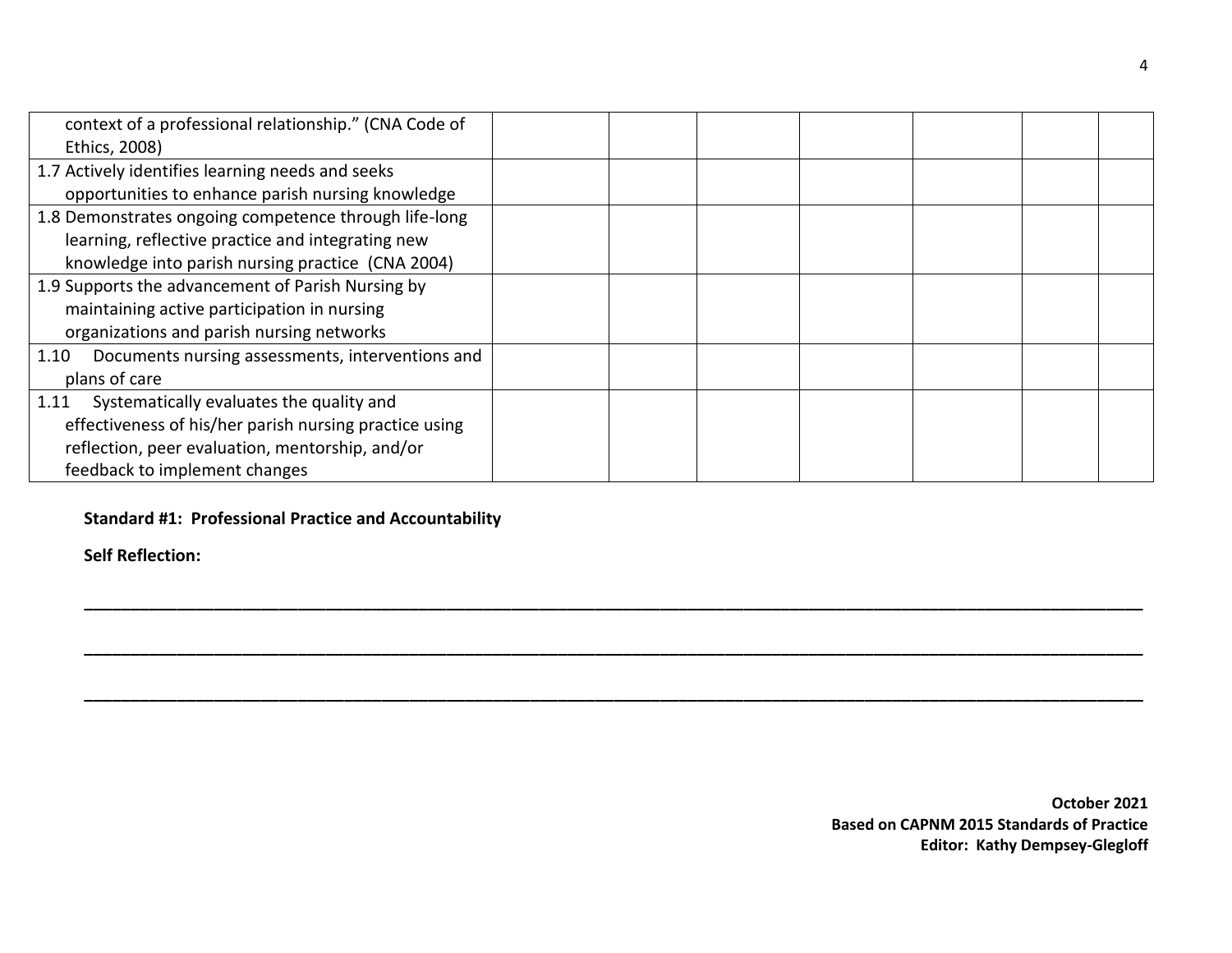| | | | | | | | |
|---|---|---|---|---|---|---|---|
| context of a professional relationship." (CNA Code of Ethics, 2008) | | | | | | | |
| 1.7 Actively identifies learning needs and seeks opportunities to enhance parish nursing knowledge | | | | | | | |
| 1.8 Demonstrates ongoing competence through life-long learning, reflective practice and integrating new knowledge into parish nursing practice (CNA 2004) | | | | | | | |
| 1.9 Supports the advancement of Parish Nursing by maintaining active participation in nursing organizations and parish nursing networks | | | | | | | |
| 1.10 Documents nursing assessments, interventions and plans of care | | | | | | | |
| 1.11 Systematically evaluates the quality and effectiveness of his/her parish nursing practice using reflection, peer evaluation, mentorship, and/or feedback to implement changes | | | | | | | |

**Standard #1: Professional Practice and Accountability**

**Self Reflection:**

\_\_\_\_\_\_\_\_\_\_\_\_\_\_\_\_\_\_\_\_\_\_\_\_\_\_\_\_\_\_\_\_\_\_\_\_\_\_\_\_\_\_\_\_\_\_\_\_\_\_\_\_\_\_\_\_\_\_\_\_\_\_\_\_\_\_\_\_\_\_\_\_\_\_\_\_\_\_

\_\_\_\_\_\_\_\_\_\_\_\_\_\_\_\_\_\_\_\_\_\_\_\_\_\_\_\_\_\_\_\_\_\_\_\_\_\_\_\_\_\_\_\_\_\_\_\_\_\_\_\_\_\_\_\_\_\_\_\_\_\_\_\_\_\_\_\_\_\_\_\_\_\_\_\_\_\_

\_\_\_\_\_\_\_\_\_\_\_\_\_\_\_\_\_\_\_\_\_\_\_\_\_\_\_\_\_\_\_\_\_\_\_\_\_\_\_\_\_\_\_\_\_\_\_\_\_\_\_\_\_\_\_\_\_\_\_\_\_\_\_\_\_\_\_\_\_\_\_\_\_\_\_\_\_\_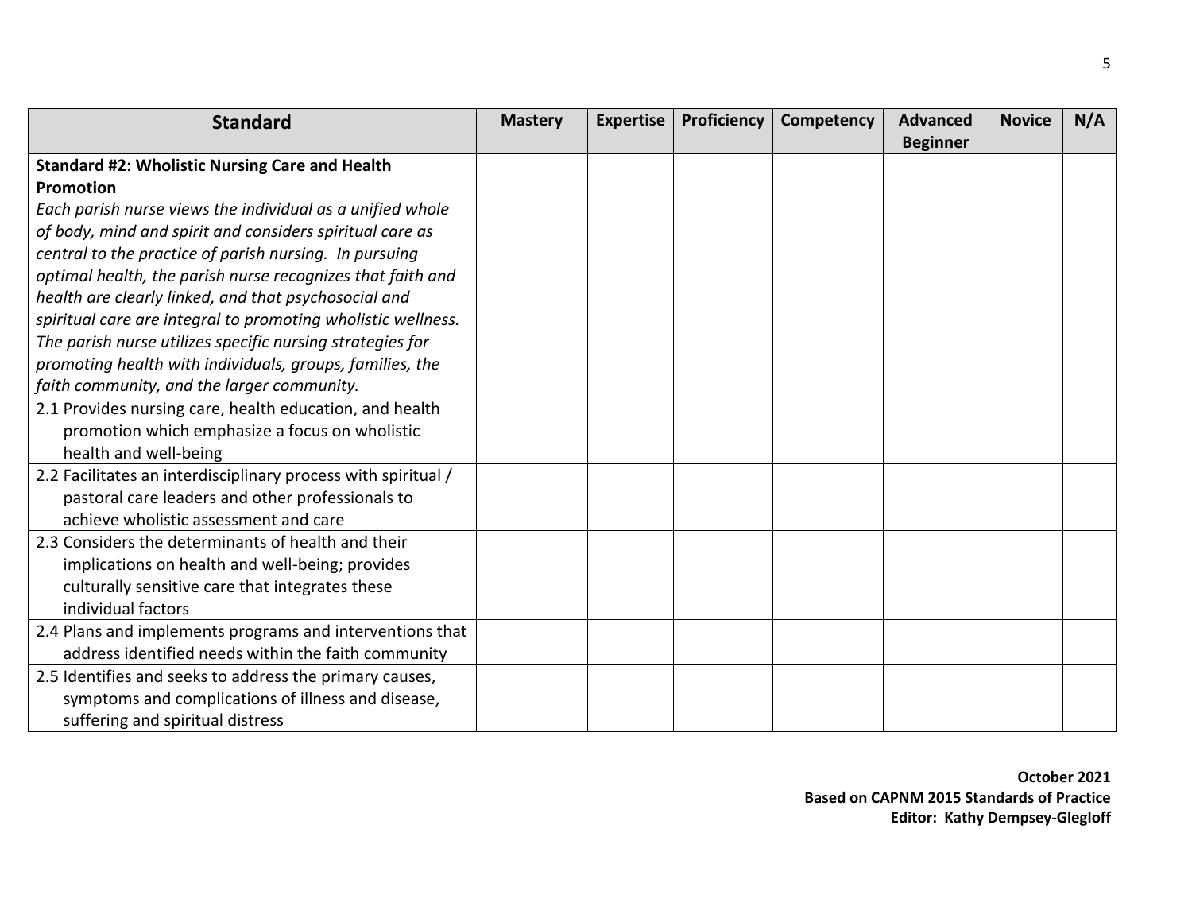| Standard | Mastery | Expertise | Proficiency | Competency | Advanced Beginner | Novice | N/A |
|---|---|---|---|---|---|---|---|
| **Standard #2: Wholistic Nursing Care and Health Promotion**<br>*Each parish nurse views the individual as a unified whole of body, mind and spirit and considers spiritual care as central to the practice of parish nursing. In pursuing optimal health, the parish nurse recognizes that faith and health are clearly linked, and that psychosocial and spiritual care are integral to promoting wholistic wellness. The parish nurse utilizes specific nursing strategies for promoting health with individuals, groups, families, the faith community, and the larger community.* | | | | | | | |
| 2.1 Provides nursing care, health education, and health promotion which emphasize a focus on wholistic health and well-being | | | | | | | |
| 2.2 Facilitates an interdisciplinary process with spiritual / pastoral care leaders and other professionals to achieve wholistic assessment and care | | | | | | | |
| 2.3 Considers the determinants of health and their implications on health and well-being; provides culturally sensitive care that integrates these individual factors | | | | | | | |
| 2.4 Plans and implements programs and interventions that address identified needs within the faith community | | | | | | | |
| 2.5 Identifies and seeks to address the primary causes, symptoms and complications of illness and disease, suffering and spiritual distress | | | | | | | |

**October 2021**
**Based on CAPNM 2015 Standards of Practice**
**Editor: Kathy Dempsey-Glegloff**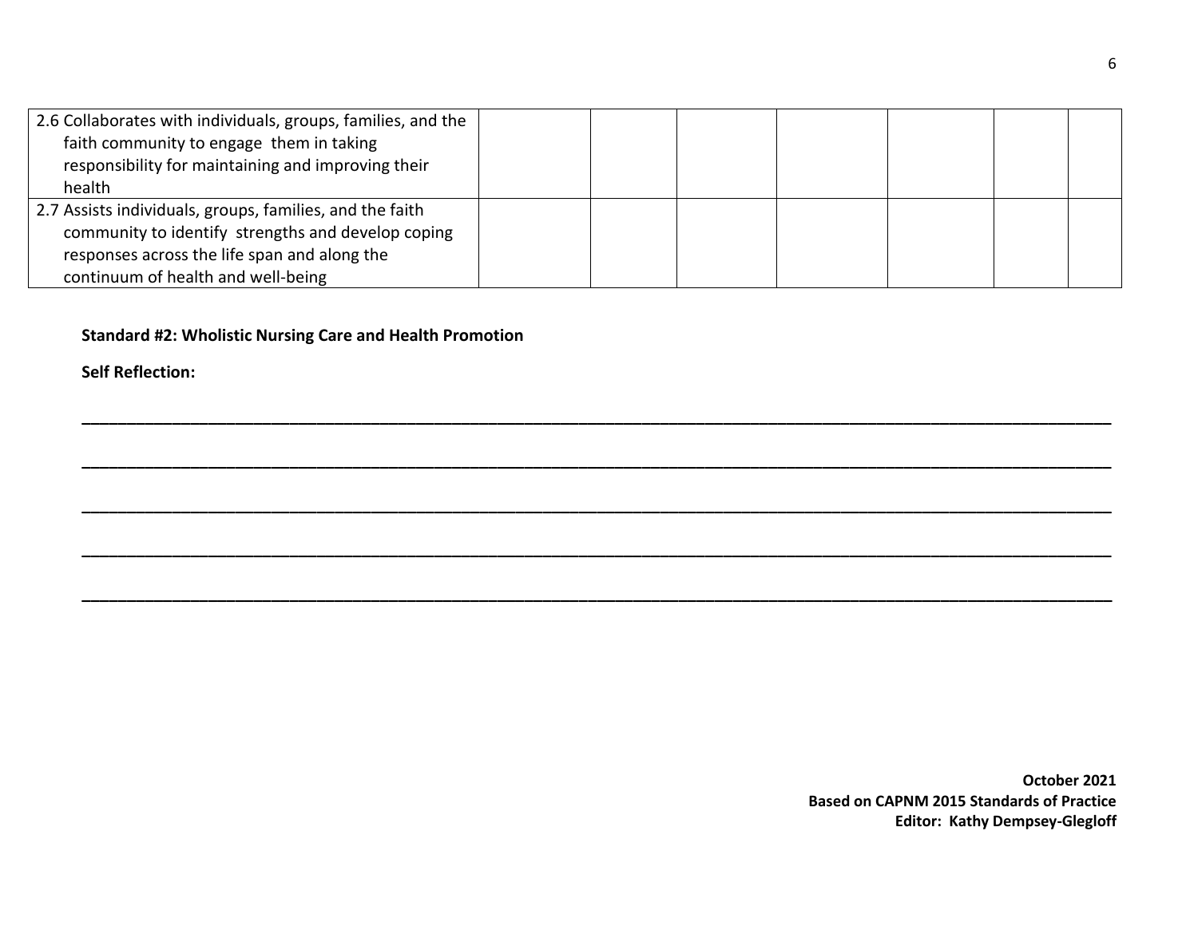| | | | | | | | |
|---|---|---|---|---|---|---|---|
| 2.6 Collaborates with individuals, groups, families, and the faith community to engage them in taking responsibility for maintaining and improving their health | | | | | | | |
| 2.7 Assists individuals, groups, families, and the faith community to identify strengths and develop coping responses across the life span and along the continuum of health and well-being | | | | | | | |

**Standard #2: Wholistic Nursing Care and Health Promotion**

**Self Reflection:**

______________________________________________________________________________________________

______________________________________________________________________________________________

______________________________________________________________________________________________

______________________________________________________________________________________________

______________________________________________________________________________________________

**October 2021**
**Based on CAPNM 2015 Standards of Practice**
**Editor: Kathy Dempsey-Glegloff**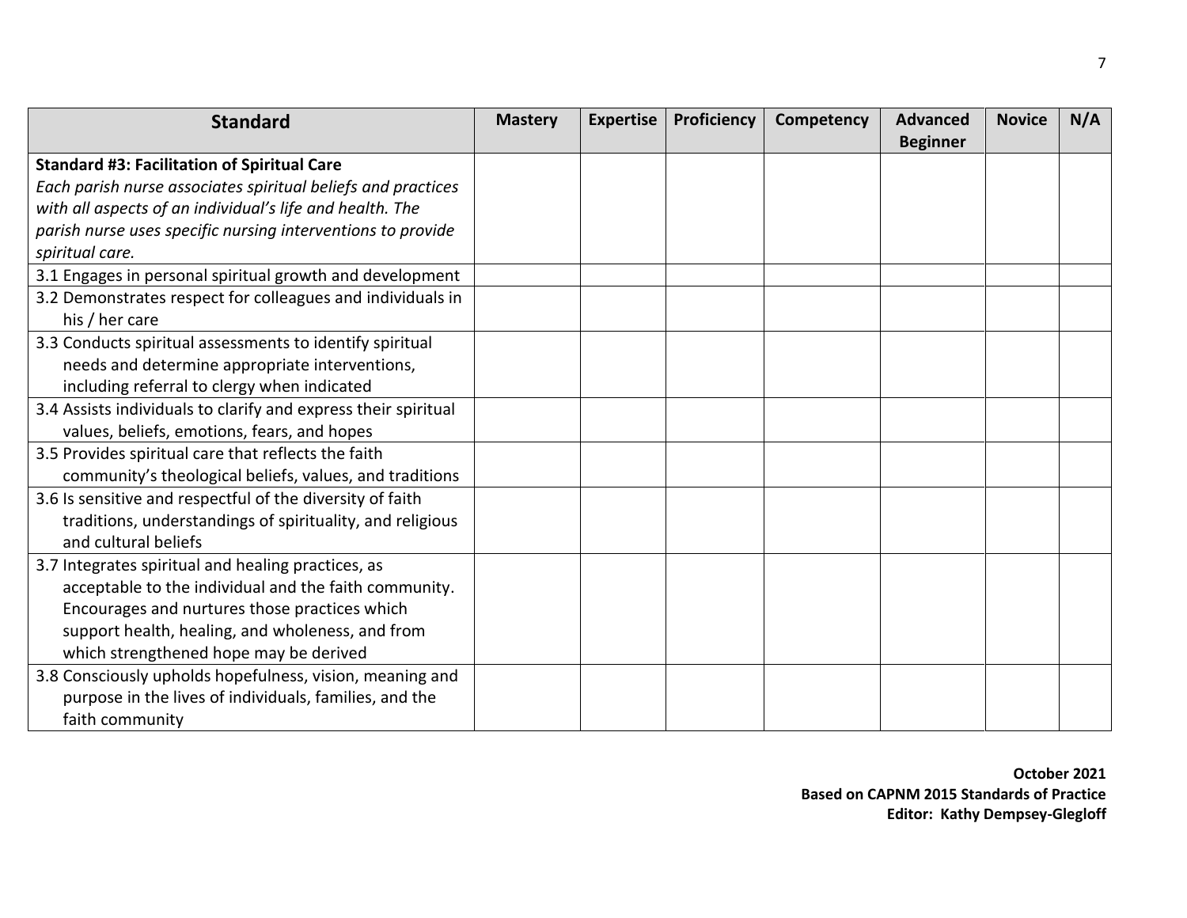| Standard | Mastery | Expertise | Proficiency | Competency | Advanced Beginner | Novice | N/A |
|---|---|---|---|---|---|---|---|
| **Standard #3: Facilitation of Spiritual Care**<br>*Each parish nurse associates spiritual beliefs and practices with all aspects of an individual's life and health. The parish nurse uses specific nursing interventions to provide spiritual care.* | | | | | | | |
| 3.1 Engages in personal spiritual growth and development | | | | | | | |
| 3.2 Demonstrates respect for colleagues and individuals in his / her care | | | | | | | |
| 3.3 Conducts spiritual assessments to identify spiritual needs and determine appropriate interventions, including referral to clergy when indicated | | | | | | | |
| 3.4 Assists individuals to clarify and express their spiritual values, beliefs, emotions, fears, and hopes | | | | | | | |
| 3.5 Provides spiritual care that reflects the faith community's theological beliefs, values, and traditions | | | | | | | |
| 3.6 Is sensitive and respectful of the diversity of faith traditions, understandings of spirituality, and religious and cultural beliefs | | | | | | | |
| 3.7 Integrates spiritual and healing practices, as acceptable to the individual and the faith community. Encourages and nurtures those practices which support health, healing, and wholeness, and from which strengthened hope may be derived | | | | | | | |
| 3.8 Consciously upholds hopefulness, vision, meaning and purpose in the lives of individuals, families, and the faith community | | | | | | | |

**October 2021**
**Based on CAPNM 2015 Standards of Practice**
**Editor: Kathy Dempsey-Glegloff**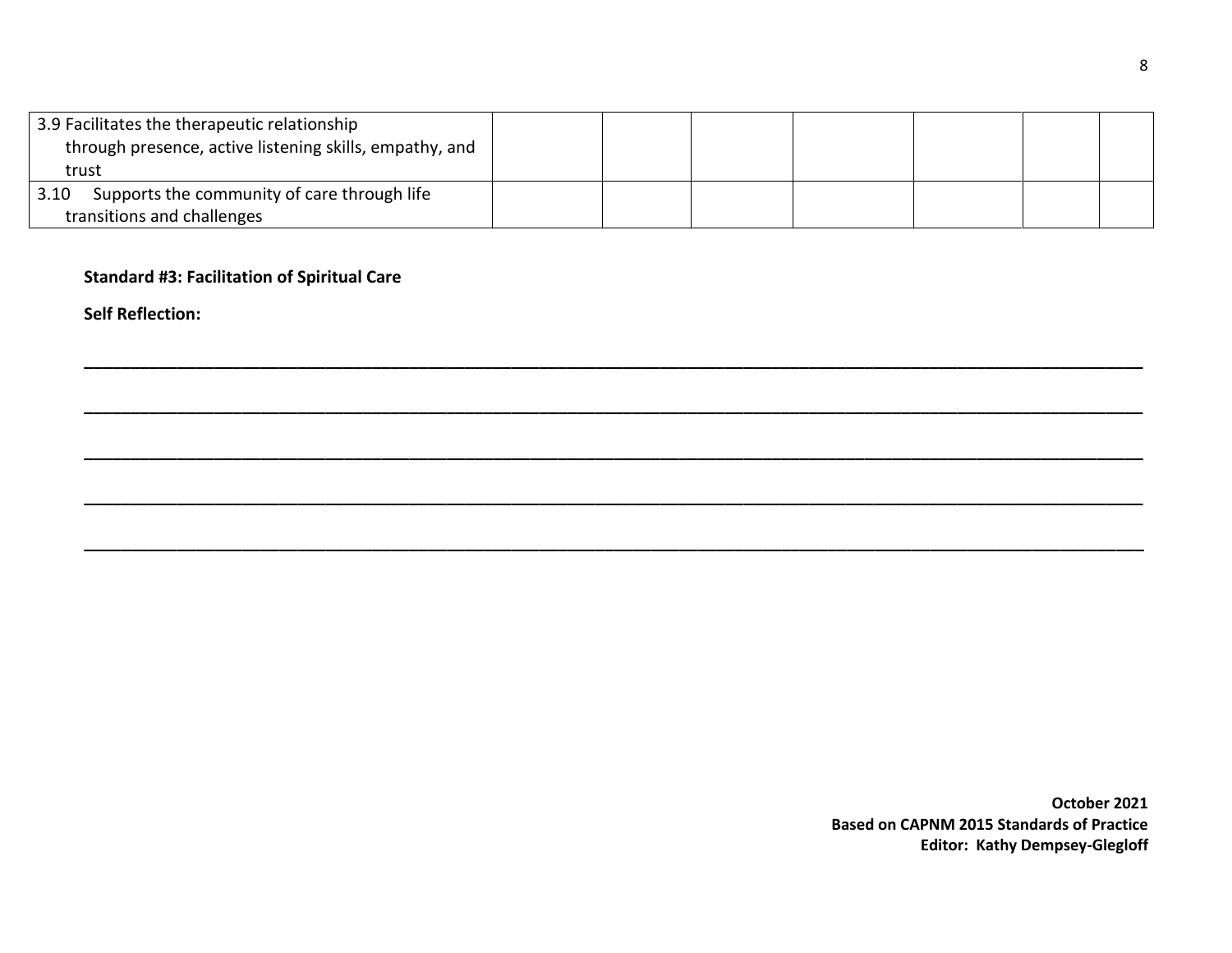| | | | | | | | |
|---|---|---|---|---|---|---|---|
| 3.9 Facilitates the therapeutic relationship through presence, active listening skills, empathy, and trust | | | | | | | |
| 3.10 Supports the community of care through life transitions and challenges | | | | | | | |

**Standard #3: Facilitation of Spiritual Care**

**Self Reflection:**

______________________________________________________________________________________________

______________________________________________________________________________________________

______________________________________________________________________________________________

______________________________________________________________________________________________

______________________________________________________________________________________________

**October 2021**
**Based on CAPNM 2015 Standards of Practice**
**Editor: Kathy Dempsey-Glegloff**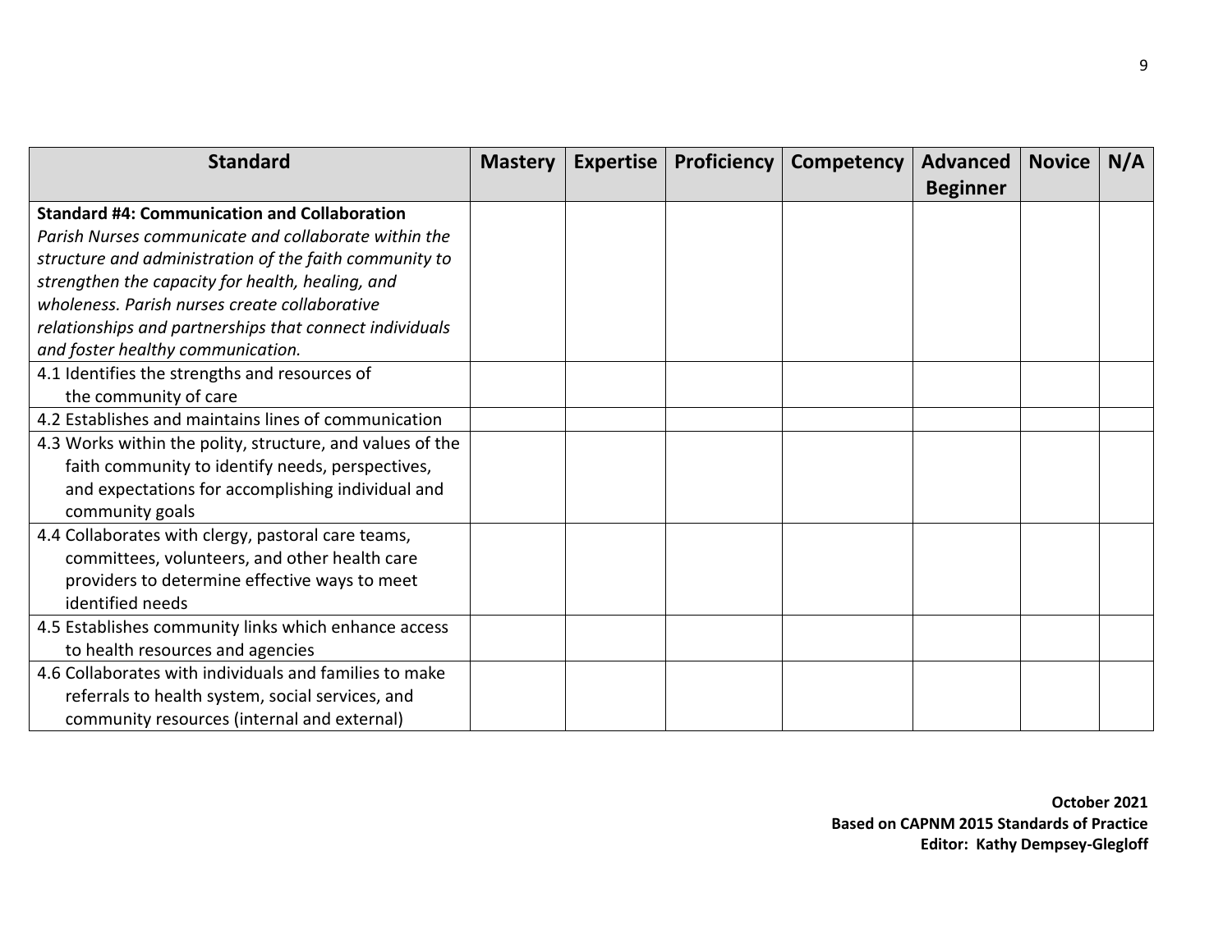| Standard | Mastery | Expertise | Proficiency | Competency | Advanced Beginner | Novice | N/A |
|---|---|---|---|---|---|---|---|
| **Standard #4: Communication and Collaboration** *Parish Nurses communicate and collaborate within the structure and administration of the faith community to strengthen the capacity for health, healing, and wholeness. Parish nurses create collaborative relationships and partnerships that connect individuals and foster healthy communication.* | | | | | | | |
| 4.1 Identifies the strengths and resources of the community of care | | | | | | | |
| 4.2 Establishes and maintains lines of communication | | | | | | | |
| 4.3 Works within the polity, structure, and values of the faith community to identify needs, perspectives, and expectations for accomplishing individual and community goals | | | | | | | |
| 4.4 Collaborates with clergy, pastoral care teams, committees, volunteers, and other health care providers to determine effective ways to meet identified needs | | | | | | | |
| 4.5 Establishes community links which enhance access to health resources and agencies | | | | | | | |
| 4.6 Collaborates with individuals and families to make referrals to health system, social services, and community resources (internal and external) | | | | | | | |

**October 2021**
**Based on CAPNM 2015 Standards of Practice**
**Editor: Kathy Dempsey-Glegloff**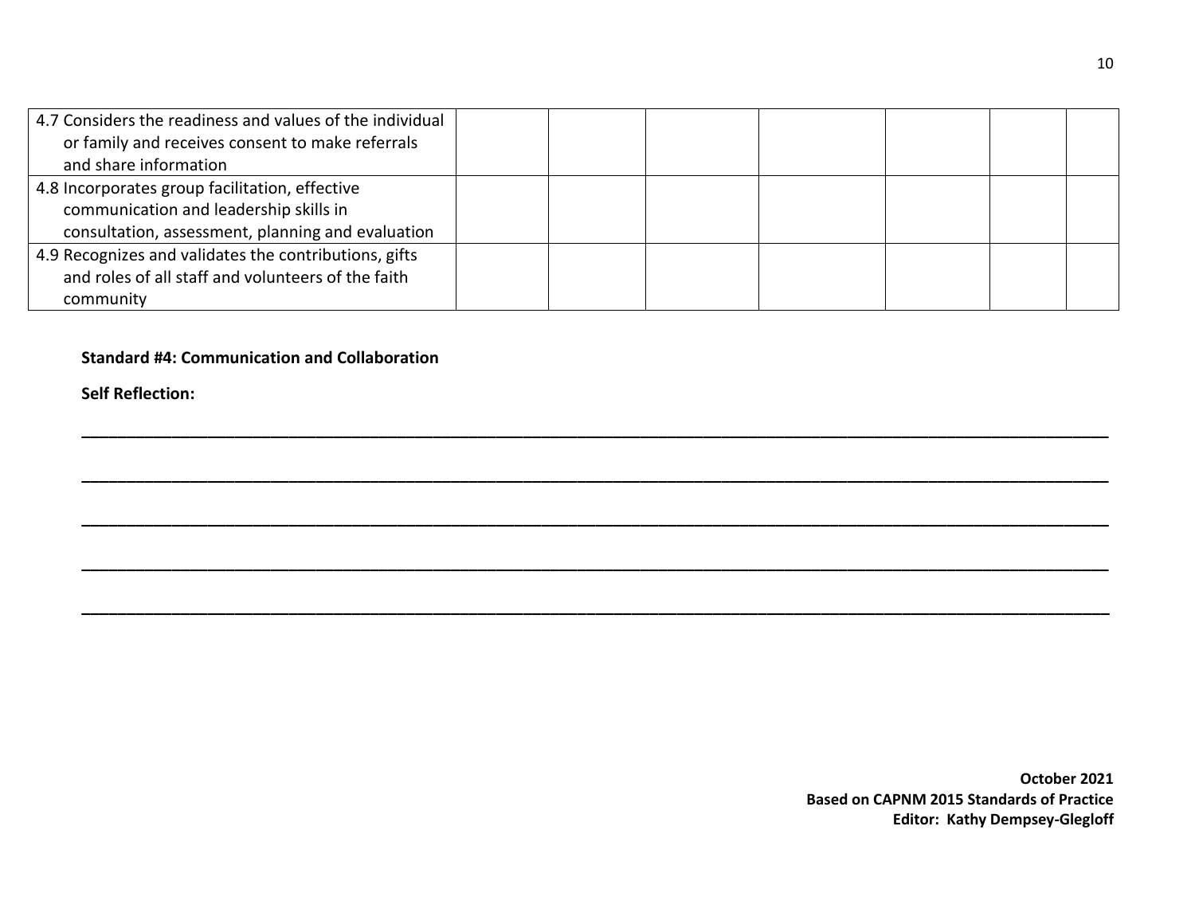| | | | | | | |
|---|---|---|---|---|---|---|
| 4.7 Considers the readiness and values of the individual or family and receives consent to make referrals and share information | | | | | | |
| 4.8 Incorporates group facilitation, effective communication and leadership skills in consultation, assessment, planning and evaluation | | | | | | |
| 4.9 Recognizes and validates the contributions, gifts and roles of all staff and volunteers of the faith community | | | | | | |

**Standard #4: Communication and Collaboration**

**Self Reflection:**

\_\_\_\_\_\_\_\_\_\_\_\_\_\_\_\_\_\_\_\_\_\_\_\_\_\_\_\_\_\_\_\_\_\_\_\_\_\_\_\_\_\_\_\_\_\_\_\_\_\_\_\_\_\_\_\_\_\_\_\_\_\_\_\_\_\_\_\_\_\_\_\_\_\_\_\_\_\_

\_\_\_\_\_\_\_\_\_\_\_\_\_\_\_\_\_\_\_\_\_\_\_\_\_\_\_\_\_\_\_\_\_\_\_\_\_\_\_\_\_\_\_\_\_\_\_\_\_\_\_\_\_\_\_\_\_\_\_\_\_\_\_\_\_\_\_\_\_\_\_\_\_\_\_\_\_\_

\_\_\_\_\_\_\_\_\_\_\_\_\_\_\_\_\_\_\_\_\_\_\_\_\_\_\_\_\_\_\_\_\_\_\_\_\_\_\_\_\_\_\_\_\_\_\_\_\_\_\_\_\_\_\_\_\_\_\_\_\_\_\_\_\_\_\_\_\_\_\_\_\_\_\_\_\_\_

\_\_\_\_\_\_\_\_\_\_\_\_\_\_\_\_\_\_\_\_\_\_\_\_\_\_\_\_\_\_\_\_\_\_\_\_\_\_\_\_\_\_\_\_\_\_\_\_\_\_\_\_\_\_\_\_\_\_\_\_\_\_\_\_\_\_\_\_\_\_\_\_\_\_\_\_\_\_

\_\_\_\_\_\_\_\_\_\_\_\_\_\_\_\_\_\_\_\_\_\_\_\_\_\_\_\_\_\_\_\_\_\_\_\_\_\_\_\_\_\_\_\_\_\_\_\_\_\_\_\_\_\_\_\_\_\_\_\_\_\_\_\_\_\_\_\_\_\_\_\_\_\_\_\_\_\_

**October 2021**
**Based on CAPNM 2015 Standards of Practice**
**Editor: Kathy Dempsey-Glegloff**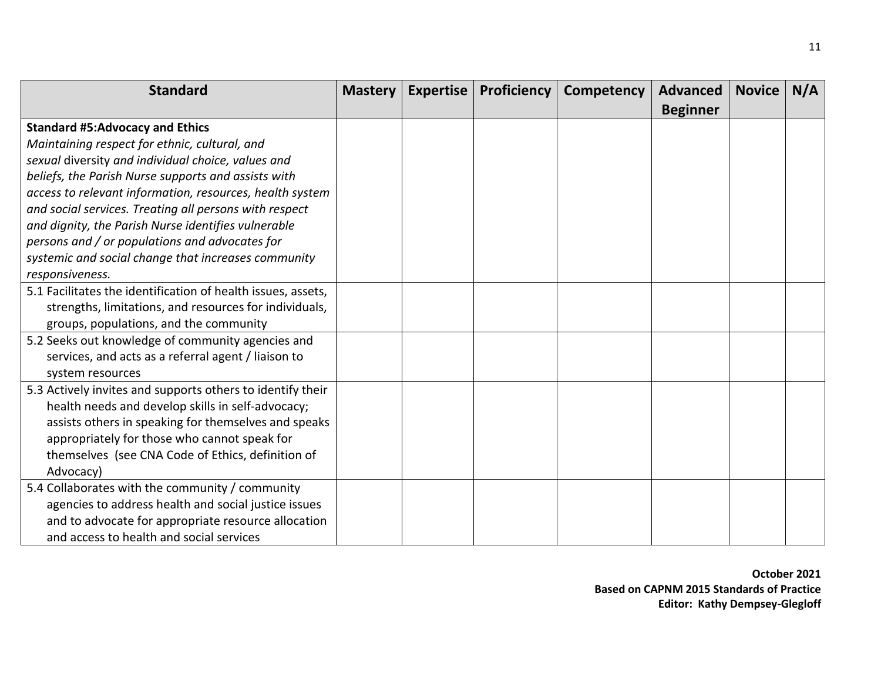| Standard | Mastery | Expertise | Proficiency | Competency | Advanced Beginner | Novice | N/A |
|---|---|---|---|---|---|---|---|
| **Standard #5:Advocacy and Ethics** *Maintaining respect for ethnic, cultural, and sexual* diversity *and individual choice, values and beliefs, the Parish Nurse supports and assists with access to relevant information, resources, health system and social services. Treating all persons with respect and dignity, the Parish Nurse identifies vulnerable persons and / or populations and advocates for systemic and social change that increases community responsiveness.* | | | | | | | |
| 5.1 Facilitates the identification of health issues, assets, strengths, limitations, and resources for individuals, groups, populations, and the community | | | | | | | |
| 5.2 Seeks out knowledge of community agencies and services, and acts as a referral agent / liaison to system resources | | | | | | | |
| 5.3 Actively invites and supports others to identify their health needs and develop skills in self-advocacy; assists others in speaking for themselves and speaks appropriately for those who cannot speak for themselves (see CNA Code of Ethics, definition of Advocacy) | | | | | | | |
| 5.4 Collaborates with the community / community agencies to address health and social justice issues and to advocate for appropriate resource allocation and access to health and social services | | | | | | | |

**October 2021**
**Based on CAPNM 2015 Standards of Practice**
**Editor: Kathy Dempsey-Glegloff**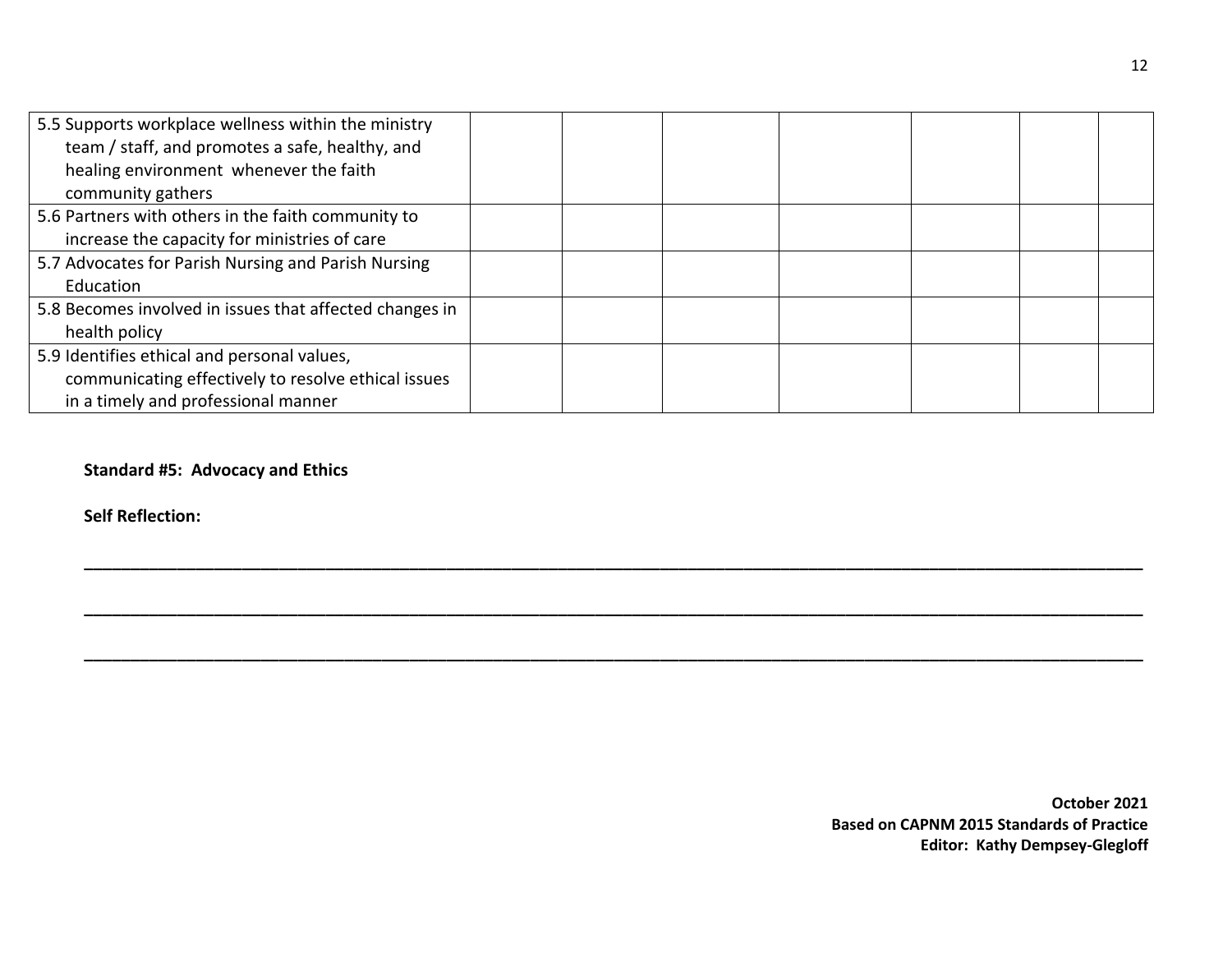| | | | | | | | |
|---|---|---|---|---|---|---|---|
| 5.5 Supports workplace wellness within the ministry team / staff, and promotes a safe, healthy, and healing environment whenever the faith community gathers | | | | | | | |
| 5.6 Partners with others in the faith community to increase the capacity for ministries of care | | | | | | | |
| 5.7 Advocates for Parish Nursing and Parish Nursing Education | | | | | | | |
| 5.8 Becomes involved in issues that affected changes in health policy | | | | | | | |
| 5.9 Identifies ethical and personal values, communicating effectively to resolve ethical issues in a timely and professional manner | | | | | | | |

**Standard #5: Advocacy and Ethics**

**Self Reflection:**

\_\_\_\_\_\_\_\_\_\_\_\_\_\_\_\_\_\_\_\_\_\_\_\_\_\_\_\_\_\_\_\_\_\_\_\_\_\_\_\_\_\_\_\_\_\_\_\_\_\_\_\_\_\_\_\_\_\_\_\_\_\_\_\_\_\_\_\_\_\_\_\_\_\_\_\_\_\_

\_\_\_\_\_\_\_\_\_\_\_\_\_\_\_\_\_\_\_\_\_\_\_\_\_\_\_\_\_\_\_\_\_\_\_\_\_\_\_\_\_\_\_\_\_\_\_\_\_\_\_\_\_\_\_\_\_\_\_\_\_\_\_\_\_\_\_\_\_\_\_\_\_\_\_\_\_\_

\_\_\_\_\_\_\_\_\_\_\_\_\_\_\_\_\_\_\_\_\_\_\_\_\_\_\_\_\_\_\_\_\_\_\_\_\_\_\_\_\_\_\_\_\_\_\_\_\_\_\_\_\_\_\_\_\_\_\_\_\_\_\_\_\_\_\_\_\_\_\_\_\_\_\_\_\_\_

**October 2021**
**Based on CAPNM 2015 Standards of Practice**
**Editor: Kathy Dempsey-Glegloff**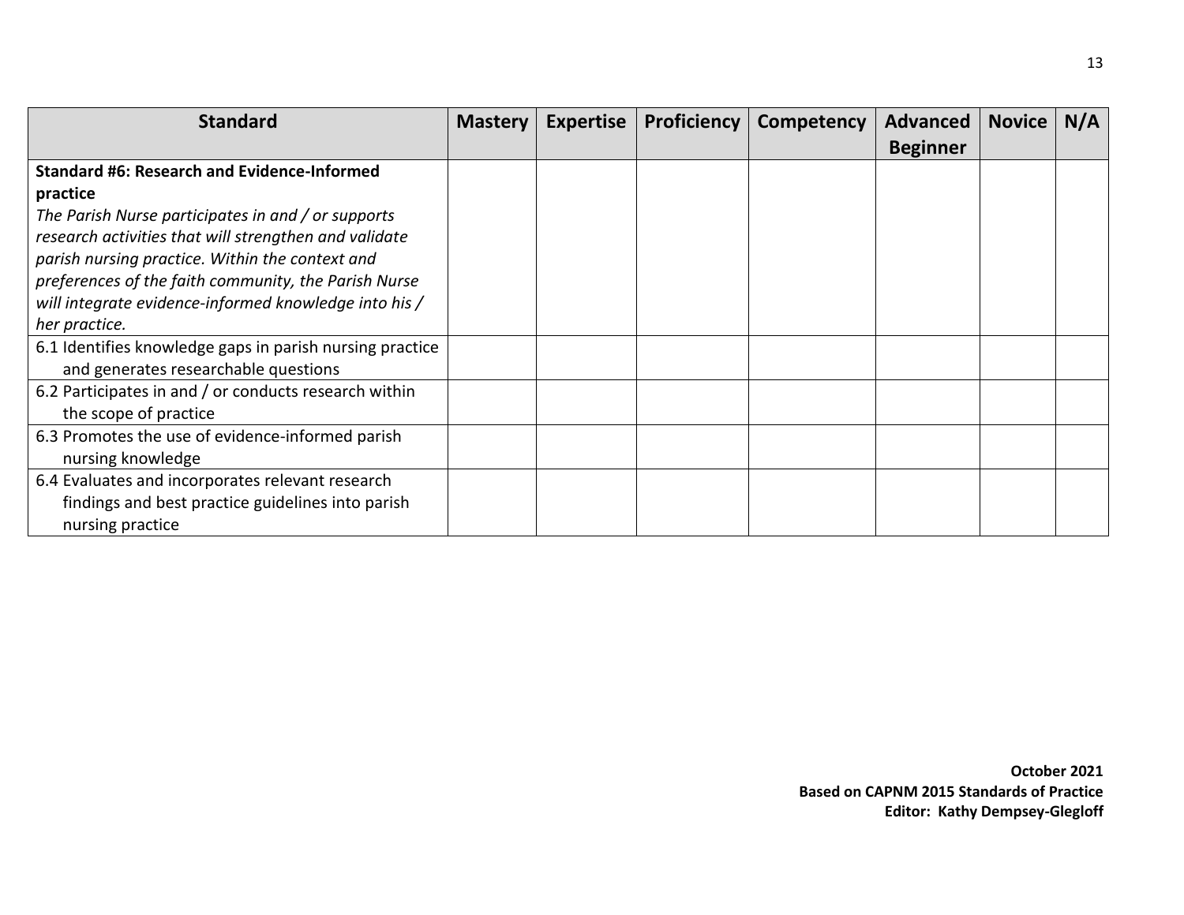| Standard | Mastery | Expertise | Proficiency | Competency | Advanced Beginner | Novice | N/A |
|---|---|---|---|---|---|---|---|
| **Standard #6: Research and Evidence-Informed practice**<br>*The Parish Nurse participates in and / or supports research activities that will strengthen and validate parish nursing practice. Within the context and preferences of the faith community, the Parish Nurse will integrate evidence-informed knowledge into his / her practice.* | | | | | | | |
| 6.1 Identifies knowledge gaps in parish nursing practice and generates researchable questions | | | | | | | |
| 6.2 Participates in and / or conducts research within the scope of practice | | | | | | | |
| 6.3 Promotes the use of evidence-informed parish nursing knowledge | | | | | | | |
| 6.4 Evaluates and incorporates relevant research findings and best practice guidelines into parish nursing practice | | | | | | | |

**October 2021**
**Based on CAPNM 2015 Standards of Practice**
**Editor: Kathy Dempsey-Glegloff**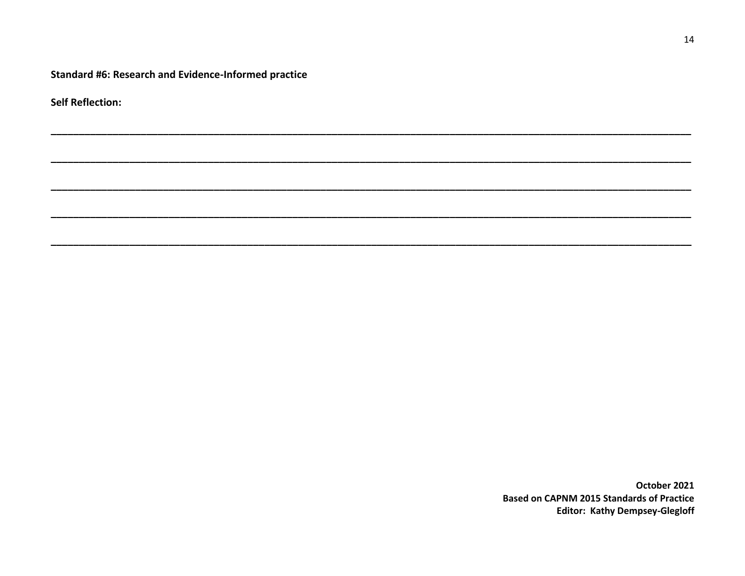**Standard #6: Research and Evidence-Informed practice**

**Self Reflection:**

\_\_\_\_\_\_\_\_\_\_\_\_\_\_\_\_\_\_\_\_\_\_\_\_\_\_\_\_\_\_\_\_\_\_\_\_\_\_\_\_\_\_\_\_\_\_\_\_\_\_\_\_\_\_\_\_\_\_\_\_\_\_\_\_\_\_\_\_\_\_\_\_\_\_\_\_\_\_\_\_\_\_\_\_\_\_\_\_\_\_\_\_\_\_\_\_\_\_

\_\_\_\_\_\_\_\_\_\_\_\_\_\_\_\_\_\_\_\_\_\_\_\_\_\_\_\_\_\_\_\_\_\_\_\_\_\_\_\_\_\_\_\_\_\_\_\_\_\_\_\_\_\_\_\_\_\_\_\_\_\_\_\_\_\_\_\_\_\_\_\_\_\_\_\_\_\_\_\_\_\_\_\_\_\_\_\_\_\_\_\_\_\_\_\_\_\_

\_\_\_\_\_\_\_\_\_\_\_\_\_\_\_\_\_\_\_\_\_\_\_\_\_\_\_\_\_\_\_\_\_\_\_\_\_\_\_\_\_\_\_\_\_\_\_\_\_\_\_\_\_\_\_\_\_\_\_\_\_\_\_\_\_\_\_\_\_\_\_\_\_\_\_\_\_\_\_\_\_\_\_\_\_\_\_\_\_\_\_\_\_\_\_\_\_\_

\_\_\_\_\_\_\_\_\_\_\_\_\_\_\_\_\_\_\_\_\_\_\_\_\_\_\_\_\_\_\_\_\_\_\_\_\_\_\_\_\_\_\_\_\_\_\_\_\_\_\_\_\_\_\_\_\_\_\_\_\_\_\_\_\_\_\_\_\_\_\_\_\_\_\_\_\_\_\_\_\_\_\_\_\_\_\_\_\_\_\_\_\_\_\_\_\_\_

\_\_\_\_\_\_\_\_\_\_\_\_\_\_\_\_\_\_\_\_\_\_\_\_\_\_\_\_\_\_\_\_\_\_\_\_\_\_\_\_\_\_\_\_\_\_\_\_\_\_\_\_\_\_\_\_\_\_\_\_\_\_\_\_\_\_\_\_\_\_\_\_\_\_\_\_\_\_\_\_\_\_\_\_\_\_\_\_\_\_\_\_\_\_\_\_\_\_

**October 2021**
**Based on CAPNM 2015 Standards of Practice**
**Editor: Kathy Dempsey-Glegloff**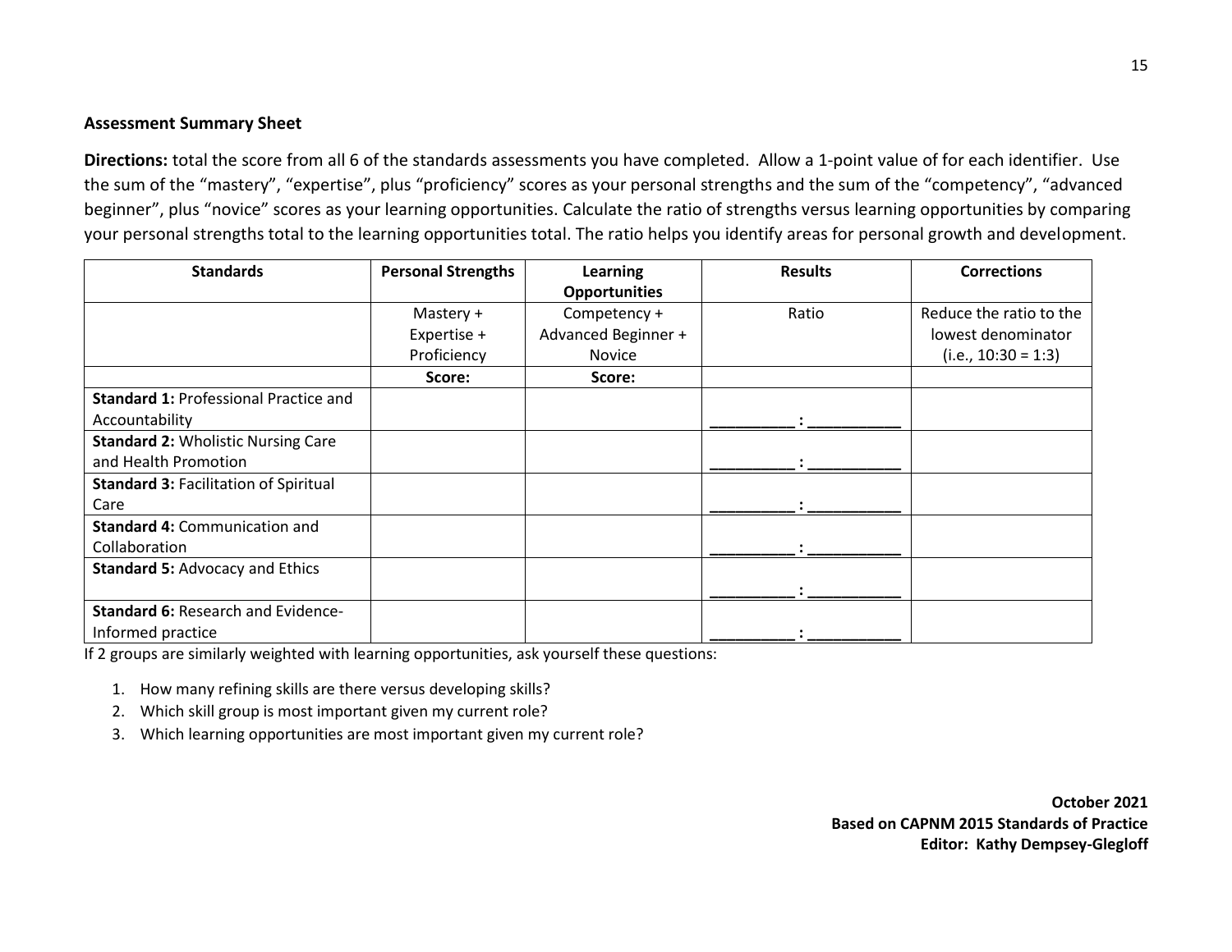**Assessment Summary Sheet**

**Directions:** total the score from all 6 of the standards assessments you have completed. Allow a 1-point value of for each identifier. Use the sum of the "mastery", "expertise", plus "proficiency" scores as your personal strengths and the sum of the "competency", "advanced beginner", plus "novice" scores as your learning opportunities. Calculate the ratio of strengths versus learning opportunities by comparing your personal strengths total to the learning opportunities total. The ratio helps you identify areas for personal growth and development.

| Standards | Personal Strengths | Learning Opportunities | Results | Corrections |
|---|---|---|---|---|
| | Mastery + Expertise + Proficiency | Competency + Advanced Beginner + Novice | Ratio | Reduce the ratio to the lowest denominator (i.e., 10:30 = 1:3) |
| | **Score:** | **Score:** | | |
| **Standard 1:** Professional Practice and Accountability | | | __________ : ___________ | |
| **Standard 2:** Wholistic Nursing Care and Health Promotion | | | __________ : ___________ | |
| **Standard 3:** Facilitation of Spiritual Care | | | __________ : ___________ | |
| **Standard 4:** Communication and Collaboration | | | __________ : ___________ | |
| **Standard 5:** Advocacy and Ethics | | | __________ : ___________ | |
| **Standard 6:** Research and Evidence-Informed practice | | | __________ : ___________ | |

If 2 groups are similarly weighted with learning opportunities, ask yourself these questions:

1. How many refining skills are there versus developing skills?
2. Which skill group is most important given my current role?
3. Which learning opportunities are most important given my current role?

**October 2021**
**Based on CAPNM 2015 Standards of Practice**
**Editor: Kathy Dempsey-Glegloff**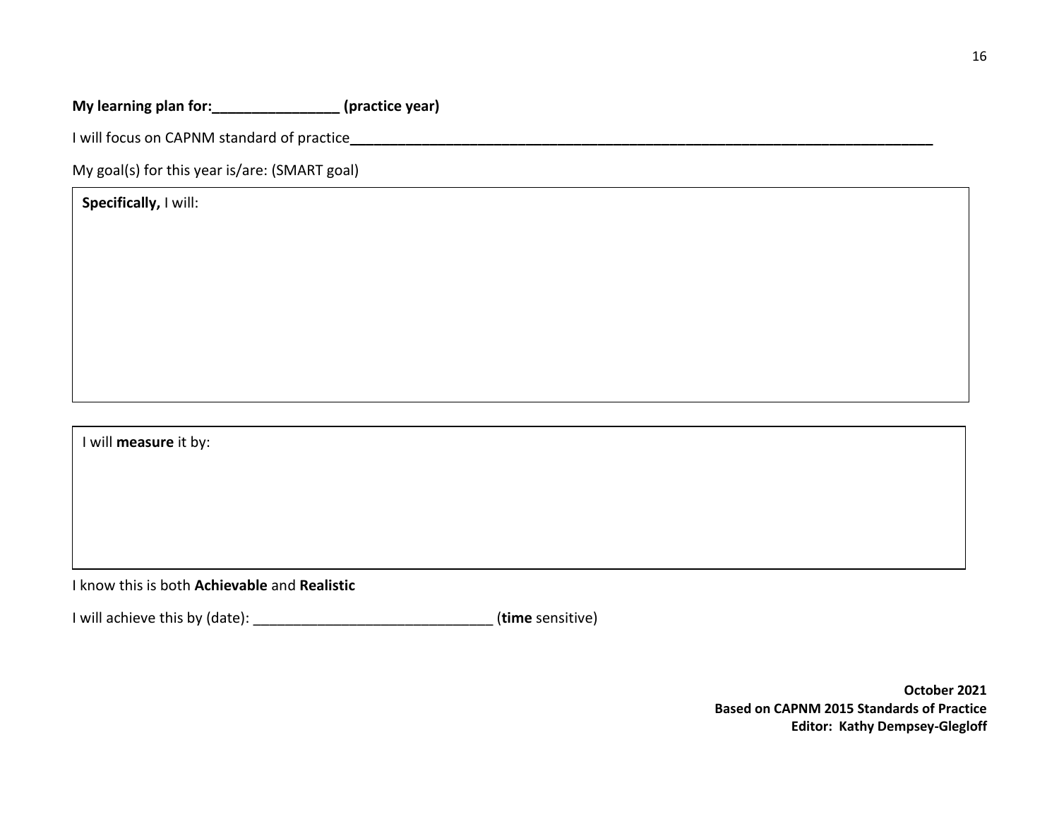**My learning plan for:________________ (practice year)**

I will focus on CAPNM standard of practice________________________________________________________________________________

My goal(s) for this year is/are: (SMART goal)

| **Specifically,** I will: |
|---|
| |

| I will **measure** it by: |
|---|
| |

I know this is both **Achievable** and **Realistic**

I will achieve this by (date): ______________________________ (**time** sensitive)

**October 2021**
**Based on CAPNM 2015 Standards of Practice**
**Editor: Kathy Dempsey-Glegloff**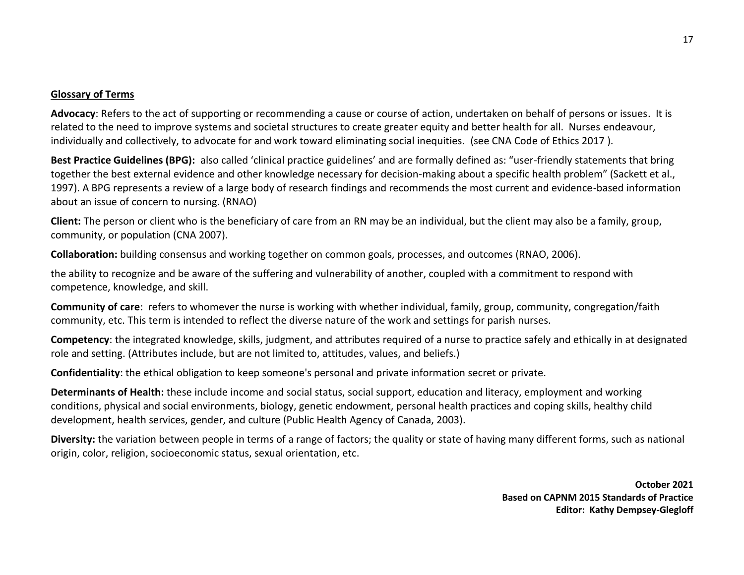**Glossary of Terms**

**Advocacy**: Refers to the act of supporting or recommending a cause or course of action, undertaken on behalf of persons or issues. It is related to the need to improve systems and societal structures to create greater equity and better health for all. Nurses endeavour, individually and collectively, to advocate for and work toward eliminating social inequities. (see CNA Code of Ethics 2017 ).

**Best Practice Guidelines (BPG):** also called 'clinical practice guidelines' and are formally defined as: "user-friendly statements that bring together the best external evidence and other knowledge necessary for decision-making about a specific health problem" (Sackett et al., 1997). A BPG represents a review of a large body of research findings and recommends the most current and evidence-based information about an issue of concern to nursing. (RNAO)

**Client:** The person or client who is the beneficiary of care from an RN may be an individual, but the client may also be a family, group, community, or population (CNA 2007).

**Collaboration:** building consensus and working together on common goals, processes, and outcomes (RNAO, 2006).

the ability to recognize and be aware of the suffering and vulnerability of another, coupled with a commitment to respond with competence, knowledge, and skill.

**Community of care**: refers to whomever the nurse is working with whether individual, family, group, community, congregation/faith community, etc. This term is intended to reflect the diverse nature of the work and settings for parish nurses.

**Competency**: the integrated knowledge, skills, judgment, and attributes required of a nurse to practice safely and ethically in at designated role and setting. (Attributes include, but are not limited to, attitudes, values, and beliefs.)

**Confidentiality**: the ethical obligation to keep someone's personal and private information secret or private.

**Determinants of Health:** these include income and social status, social support, education and literacy, employment and working conditions, physical and social environments, biology, genetic endowment, personal health practices and coping skills, healthy child development, health services, gender, and culture (Public Health Agency of Canada, 2003).

**Diversity:** the variation between people in terms of a range of factors; the quality or state of having many different forms, such as national origin, color, religion, socioeconomic status, sexual orientation, etc.

**October 2021**
**Based on CAPNM 2015 Standards of Practice**
**Editor: Kathy Dempsey-Glegloff**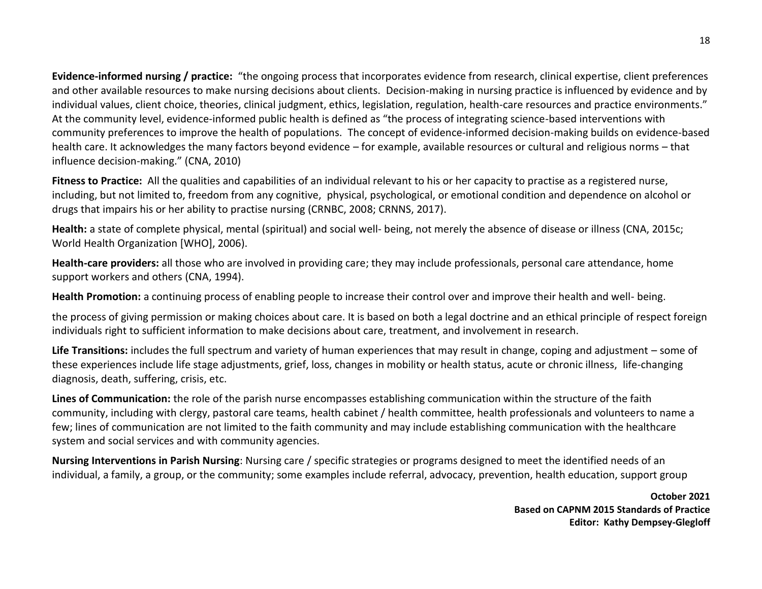**Evidence-informed nursing / practice:** "the ongoing process that incorporates evidence from research, clinical expertise, client preferences and other available resources to make nursing decisions about clients. Decision-making in nursing practice is influenced by evidence and by individual values, client choice, theories, clinical judgment, ethics, legislation, regulation, health-care resources and practice environments." At the community level, evidence-informed public health is defined as "the process of integrating science-based interventions with community preferences to improve the health of populations. The concept of evidence-informed decision-making builds on evidence-based health care. It acknowledges the many factors beyond evidence – for example, available resources or cultural and religious norms – that influence decision-making." (CNA, 2010)

**Fitness to Practice:** All the qualities and capabilities of an individual relevant to his or her capacity to practise as a registered nurse, including, but not limited to, freedom from any cognitive, physical, psychological, or emotional condition and dependence on alcohol or drugs that impairs his or her ability to practise nursing (CRNBC, 2008; CRNNS, 2017).

**Health:** a state of complete physical, mental (spiritual) and social well- being, not merely the absence of disease or illness (CNA, 2015c; World Health Organization [WHO], 2006).

**Health-care providers:** all those who are involved in providing care; they may include professionals, personal care attendance, home support workers and others (CNA, 1994).

**Health Promotion:** a continuing process of enabling people to increase their control over and improve their health and well- being.

the process of giving permission or making choices about care. It is based on both a legal doctrine and an ethical principle of respect foreign individuals right to sufficient information to make decisions about care, treatment, and involvement in research.

**Life Transitions:** includes the full spectrum and variety of human experiences that may result in change, coping and adjustment – some of these experiences include life stage adjustments, grief, loss, changes in mobility or health status, acute or chronic illness, life-changing diagnosis, death, suffering, crisis, etc.

**Lines of Communication:** the role of the parish nurse encompasses establishing communication within the structure of the faith community, including with clergy, pastoral care teams, health cabinet / health committee, health professionals and volunteers to name a few; lines of communication are not limited to the faith community and may include establishing communication with the healthcare system and social services and with community agencies.

**Nursing Interventions in Parish Nursing**: Nursing care / specific strategies or programs designed to meet the identified needs of an individual, a family, a group, or the community; some examples include referral, advocacy, prevention, health education, support group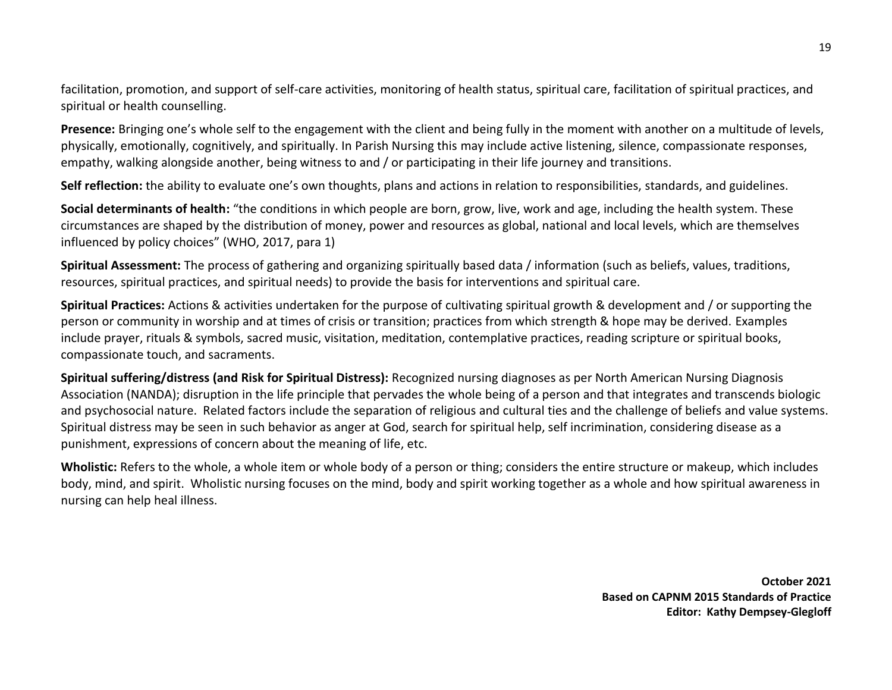facilitation, promotion, and support of self-care activities, monitoring of health status, spiritual care, facilitation of spiritual practices, and spiritual or health counselling.

**Presence:** Bringing one's whole self to the engagement with the client and being fully in the moment with another on a multitude of levels, physically, emotionally, cognitively, and spiritually. In Parish Nursing this may include active listening, silence, compassionate responses, empathy, walking alongside another, being witness to and / or participating in their life journey and transitions.

**Self reflection:** the ability to evaluate one's own thoughts, plans and actions in relation to responsibilities, standards, and guidelines.

**Social determinants of health:** "the conditions in which people are born, grow, live, work and age, including the health system. These circumstances are shaped by the distribution of money, power and resources as global, national and local levels, which are themselves influenced by policy choices" (WHO, 2017, para 1)

**Spiritual Assessment:** The process of gathering and organizing spiritually based data / information (such as beliefs, values, traditions, resources, spiritual practices, and spiritual needs) to provide the basis for interventions and spiritual care.

**Spiritual Practices:** Actions & activities undertaken for the purpose of cultivating spiritual growth & development and / or supporting the person or community in worship and at times of crisis or transition; practices from which strength & hope may be derived. Examples include prayer, rituals & symbols, sacred music, visitation, meditation, contemplative practices, reading scripture or spiritual books, compassionate touch, and sacraments.

**Spiritual suffering/distress (and Risk for Spiritual Distress):** Recognized nursing diagnoses as per North American Nursing Diagnosis Association (NANDA); disruption in the life principle that pervades the whole being of a person and that integrates and transcends biologic and psychosocial nature. Related factors include the separation of religious and cultural ties and the challenge of beliefs and value systems. Spiritual distress may be seen in such behavior as anger at God, search for spiritual help, self incrimination, considering disease as a punishment, expressions of concern about the meaning of life, etc.

**Wholistic:** Refers to the whole, a whole item or whole body of a person or thing; considers the entire structure or makeup, which includes body, mind, and spirit. Wholistic nursing focuses on the mind, body and spirit working together as a whole and how spiritual awareness in nursing can help heal illness.

**October 2021**
**Based on CAPNM 2015 Standards of Practice**
**Editor: Kathy Dempsey-Glegloff**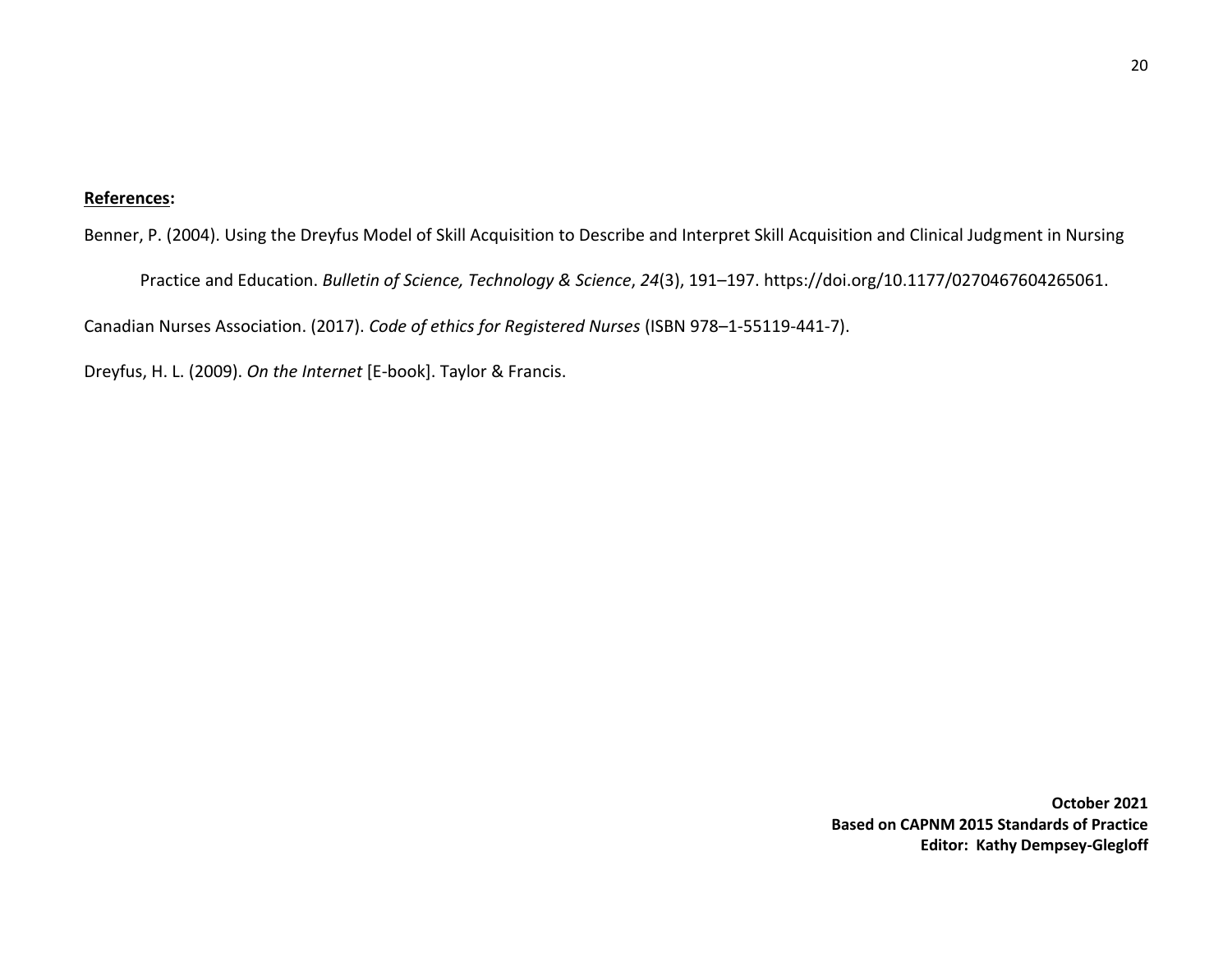**References:**

Benner, P. (2004). Using the Dreyfus Model of Skill Acquisition to Describe and Interpret Skill Acquisition and Clinical Judgment in Nursing Practice and Education. *Bulletin of Science, Technology & Science*, *24*(3), 191–197. https://doi.org/10.1177/0270467604265061.

Canadian Nurses Association. (2017). *Code of ethics for Registered Nurses* (ISBN 978–1-55119-441-7).

Dreyfus, H. L. (2009). *On the Internet* [E-book]. Taylor & Francis.

**October 2021**
**Based on CAPNM 2015 Standards of Practice**
**Editor: Kathy Dempsey-Glegloff**